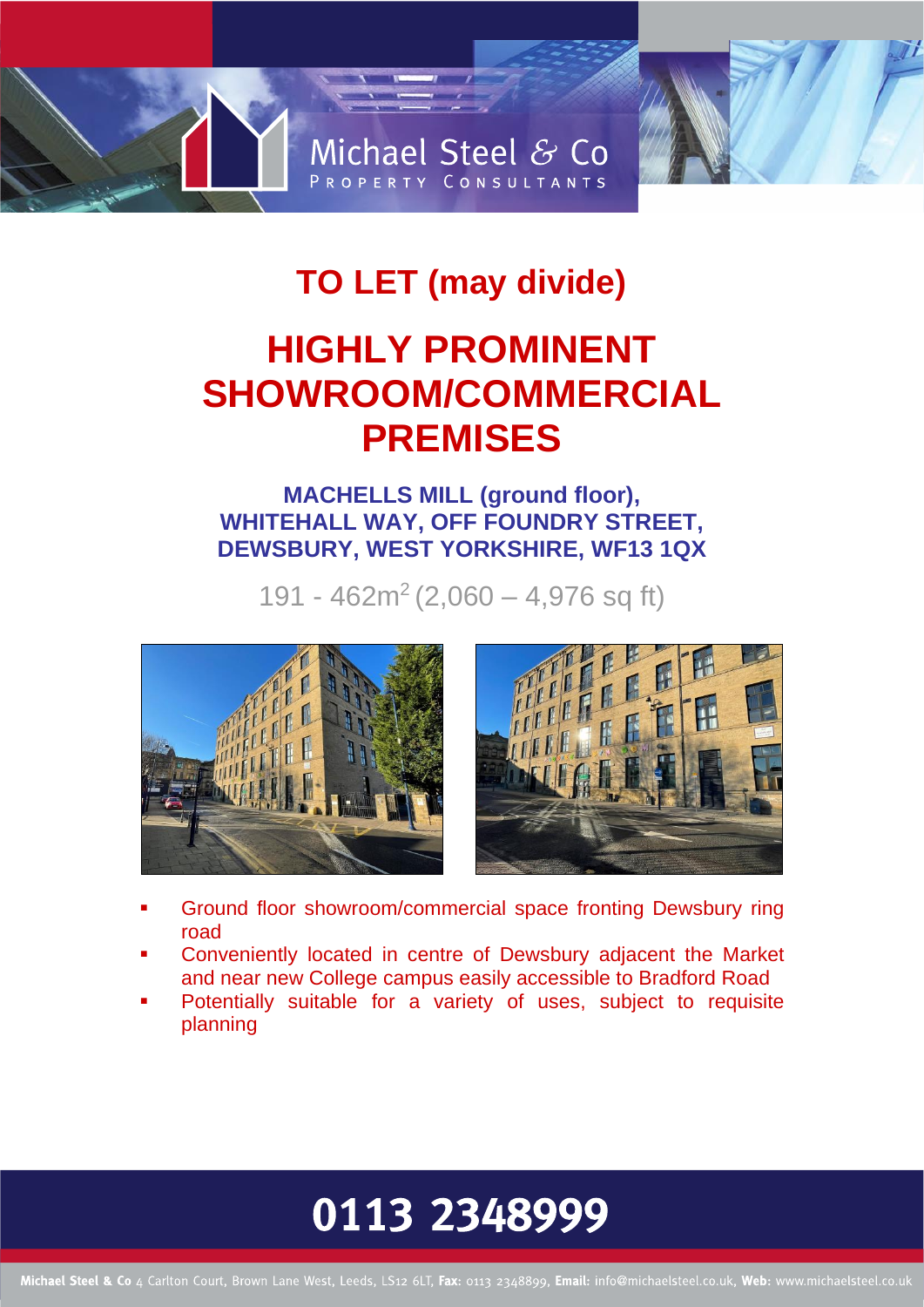Michael Steel & Co
PROPERTY CONSULTANTS

# TO LET (may divide)

# HIGHLY PROMINENT SHOWROOM/COMMERCIAL PREMISES

## MACHELLS MILL (ground floor), WHITEHALL WAY, OFF FOUNDRY STREET, DEWSBURY, WEST YORKSHIRE, WF13 1QX

191 - 462m$^2$ (2,060 – 4,976 sq ft)

- Ground floor showroom/commercial space fronting Dewsbury ring road
- Conveniently located in centre of Dewsbury adjacent the Market and near new College campus easily accessible to Bradford Road
- Potentially suitable for a variety of uses, subject to requisite planning

**0113 2348999**

**Michael Steel & Co** 4 Carlton Court, Brown Lane West, Leeds, LS12 6LT, **Fax:** 0113 2348899, **Email:** info@michaelsteel.co.uk, **Web:** www.michaelsteel.co.uk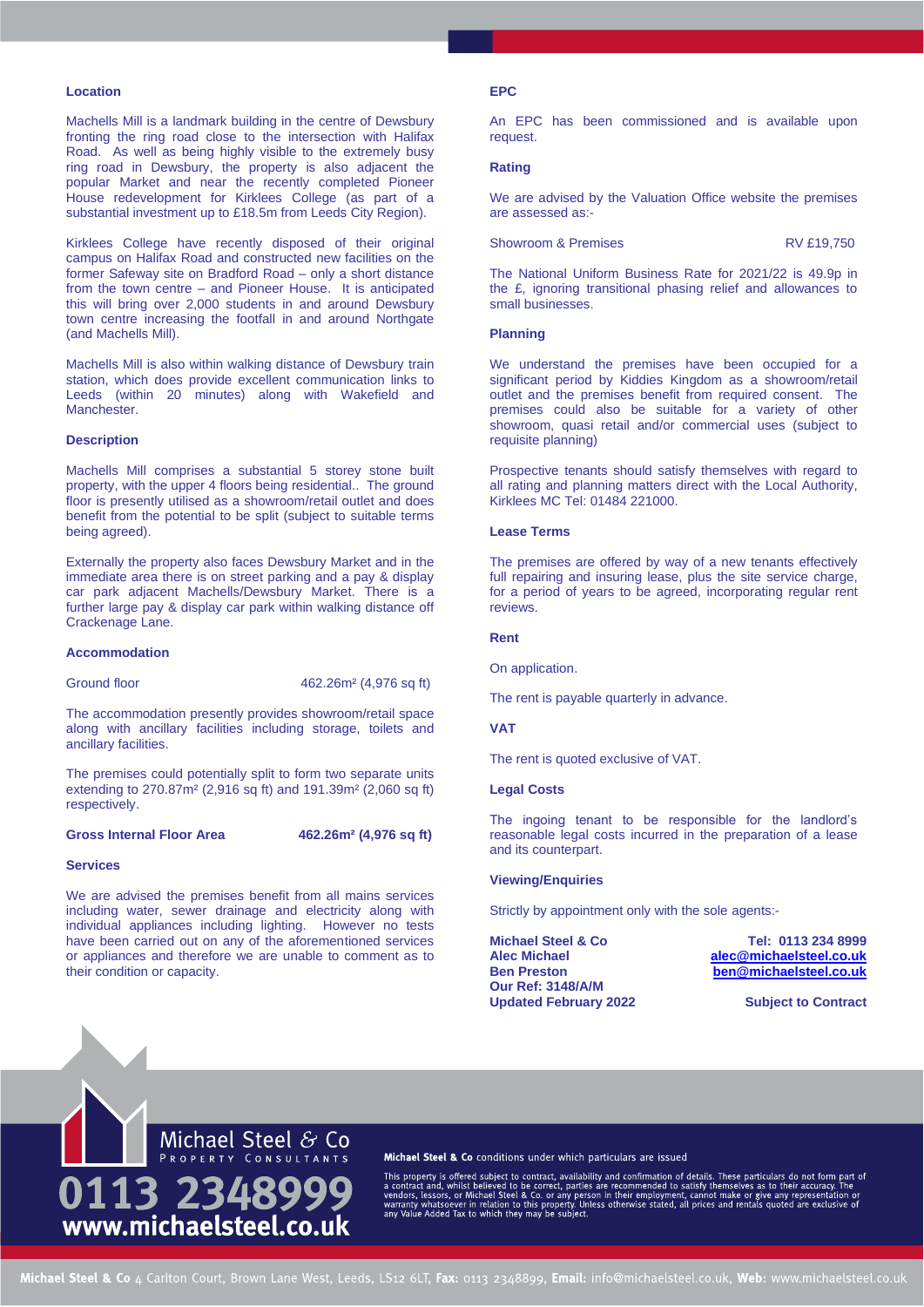## Location

Machells Mill is a landmark building in the centre of Dewsbury fronting the ring road close to the intersection with Halifax Road. As well as being highly visible to the extremely busy ring road in Dewsbury, the property is also adjacent the popular Market and near the recently completed Pioneer House redevelopment for Kirklees College (as part of a substantial investment up to £18.5m from Leeds City Region).

Kirklees College have recently disposed of their original campus on Halifax Road and constructed new facilities on the former Safeway site on Bradford Road – only a short distance from the town centre – and Pioneer House. It is anticipated this will bring over 2,000 students in and around Dewsbury town centre increasing the footfall in and around Northgate (and Machells Mill).

Machells Mill is also within walking distance of Dewsbury train station, which does provide excellent communication links to Leeds (within 20 minutes) along with Wakefield and Manchester.

## Description

Machells Mill comprises a substantial 5 storey stone built property, with the upper 4 floors being residential.. The ground floor is presently utilised as a showroom/retail outlet and does benefit from the potential to be split (subject to suitable terms being agreed).

Externally the property also faces Dewsbury Market and in the immediate area there is on street parking and a pay & display car park adjacent Machells/Dewsbury Market. There is a further large pay & display car park within walking distance off Crackenage Lane.

## Accommodation

| | |
|---|---|
| Ground floor | 462.26m² (4,976 sq ft) |

The accommodation presently provides showroom/retail space along with ancillary facilities including storage, toilets and ancillary facilities.

The premises could potentially split to form two separate units extending to 270.87m² (2,916 sq ft) and 191.39m² (2,060 sq ft) respectively.

**Gross Internal Floor Area** **462.26m² (4,976 sq ft)**

## Services

We are advised the premises benefit from all mains services including water, sewer drainage and electricity along with individual appliances including lighting. However no tests have been carried out on any of the aforementioned services or appliances and therefore we are unable to comment as to their condition or capacity.

## EPC

An EPC has been commissioned and is available upon request.

## Rating

We are advised by the Valuation Office website the premises are assessed as:-

| | |
|---|---|
| Showroom & Premises | RV £19,750 |

The National Uniform Business Rate for 2021/22 is 49.9p in the £, ignoring transitional phasing relief and allowances to small businesses.

## Planning

We understand the premises have been occupied for a significant period by Kiddies Kingdom as a showroom/retail outlet and the premises benefit from required consent. The premises could also be suitable for a variety of other showroom, quasi retail and/or commercial uses (subject to requisite planning)

Prospective tenants should satisfy themselves with regard to all rating and planning matters direct with the Local Authority, Kirklees MC Tel: 01484 221000.

## Lease Terms

The premises are offered by way of a new tenants effectively full repairing and insuring lease, plus the site service charge, for a period of years to be agreed, incorporating regular rent reviews.

## Rent

On application.

The rent is payable quarterly in advance.

## VAT

The rent is quoted exclusive of VAT.

## Legal Costs

The ingoing tenant to be responsible for the landlord's reasonable legal costs incurred in the preparation of a lease and its counterpart.

## Viewing/Enquiries

Strictly by appointment only with the sole agents:-

**Michael Steel & Co** **Tel: 0113 234 8999**
**Alec Michael** **alec@michaelsteel.co.uk**
**Ben Preston** **ben@michaelsteel.co.uk**
**Our Ref: 3148/A/M**
**Updated February 2022** **Subject to Contract**

Michael Steel & Co
PROPERTY CONSULTANTS
0113 2348999
www.michaelsteel.co.uk

**Michael Steel & Co** conditions under which particulars are issued

This property is offered subject to contract, availability and confirmation of details. These particulars do not form part of a contract and, whilst believed to be correct, parties are recommended to satisfy themselves as to their accuracy. The vendors, lessors, or Michael Steel & Co. or any person in their employment, cannot make or give any representation or warranty whatsoever in relation to this property. Unless otherwise stated, all prices and rentals quoted are exclusive of any Value Added Tax to which they may be subject.

**Michael Steel & Co** 4 Carlton Court, Brown Lane West, Leeds, LS12 6LT, **Fax:** 0113 2348899, **Email:** info@michaelsteel.co.uk, **Web:** www.michaelsteel.co.uk